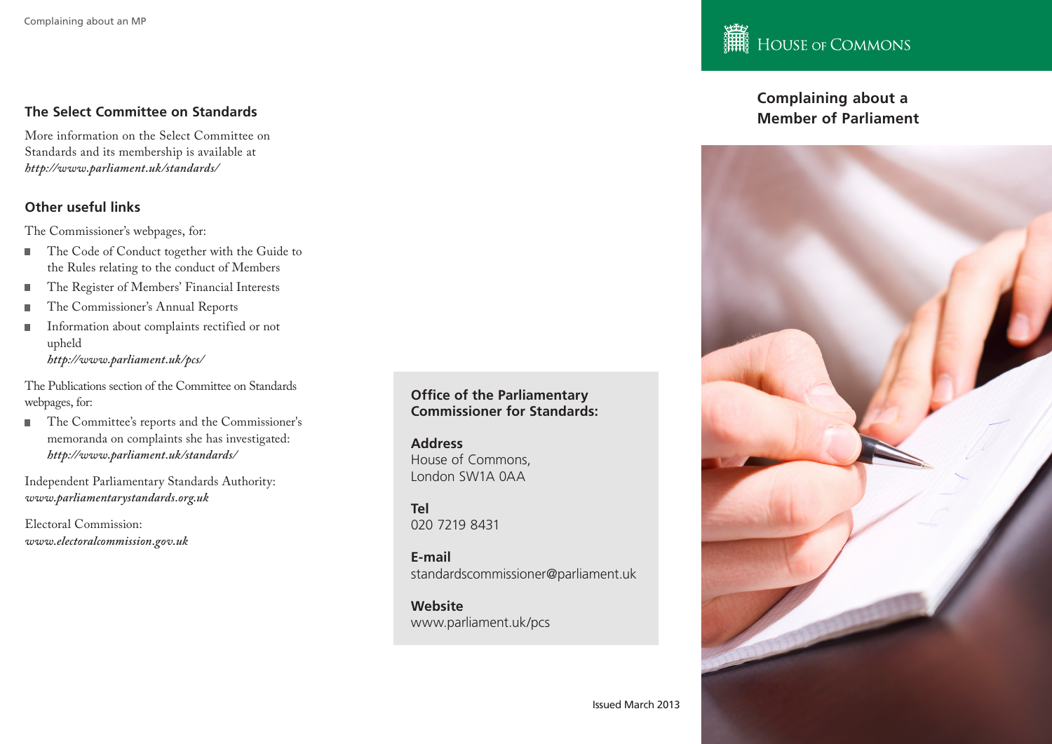## The Select Committee on Standards

More information on the Select Committee on Standards and its membership is available at *http://www.parliament.uk/standards/*

## Other useful links

The Commissioner's webpages, for:

- The Code of Conduct together with the Guide to the Rules relating to the conduct of Members
- The Register of Members' Financial Interests
- The Commissioner's Annual Reports
- Information about complaints rectified or not upheld
  *http://www.parliament.uk/pcs/*

The Publications section of the Committee on Standards webpages, for:

- The Committee's reports and the Commissioner's memoranda on complaints she has investigated: *http://www.parliament.uk/standards/*

Independent Parliamentary Standards Authority: *www.parliamentarystandards.org.uk*

Electoral Commission: *www.electoralcommission.gov.uk*

**Office of the Parliamentary Commissioner for Standards:**

**Address**
House of Commons,
London SW1A 0AA

**Tel**
020 7219 8431

**E-mail**
standardscommissioner@parliament.uk

**Website**
www.parliament.uk/pcs

Issued March 2013

HOUSE OF COMMONS

# Complaining about a Member of Parliament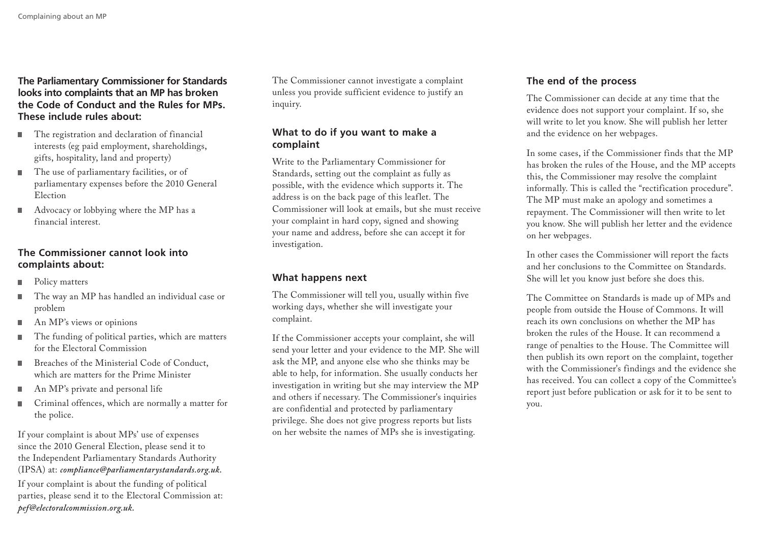**The Parliamentary Commissioner for Standards looks into complaints that an MP has broken the Code of Conduct and the Rules for MPs. These include rules about:**

- The registration and declaration of financial interests (eg paid employment, shareholdings, gifts, hospitality, land and property)
- The use of parliamentary facilities, or of parliamentary expenses before the 2010 General Election
- Advocacy or lobbying where the MP has a financial interest.

## The Commissioner cannot look into complaints about:

- Policy matters
- The way an MP has handled an individual case or problem
- An MP's views or opinions
- The funding of political parties, which are matters for the Electoral Commission
- Breaches of the Ministerial Code of Conduct, which are matters for the Prime Minister
- An MP's private and personal life
- Criminal offences, which are normally a matter for the police.

If your complaint is about MPs' use of expenses since the 2010 General Election, please send it to the Independent Parliamentary Standards Authority (IPSA) at: ***compliance@parliamentarystandards.org.uk***.

If your complaint is about the funding of political parties, please send it to the Electoral Commission at: ***pef@electoralcommission.org.uk***.

The Commissioner cannot investigate a complaint unless you provide sufficient evidence to justify an inquiry.

## What to do if you want to make a complaint

Write to the Parliamentary Commissioner for Standards, setting out the complaint as fully as possible, with the evidence which supports it. The address is on the back page of this leaflet. The Commissioner will look at emails, but she must receive your complaint in hard copy, signed and showing your name and address, before she can accept it for investigation.

## What happens next

The Commissioner will tell you, usually within five working days, whether she will investigate your complaint.

If the Commissioner accepts your complaint, she will send your letter and your evidence to the MP. She will ask the MP, and anyone else who she thinks may be able to help, for information. She usually conducts her investigation in writing but she may interview the MP and others if necessary. The Commissioner's inquiries are confidential and protected by parliamentary privilege. She does not give progress reports but lists on her website the names of MPs she is investigating.

## The end of the process

The Commissioner can decide at any time that the evidence does not support your complaint. If so, she will write to let you know. She will publish her letter and the evidence on her webpages.

In some cases, if the Commissioner finds that the MP has broken the rules of the House, and the MP accepts this, the Commissioner may resolve the complaint informally. This is called the "rectification procedure". The MP must make an apology and sometimes a repayment. The Commissioner will then write to let you know. She will publish her letter and the evidence on her webpages.

In other cases the Commissioner will report the facts and her conclusions to the Committee on Standards. She will let you know just before she does this.

The Committee on Standards is made up of MPs and people from outside the House of Commons. It will reach its own conclusions on whether the MP has broken the rules of the House. It can recommend a range of penalties to the House. The Committee will then publish its own report on the complaint, together with the Commissioner's findings and the evidence she has received. You can collect a copy of the Committee's report just before publication or ask for it to be sent to you.